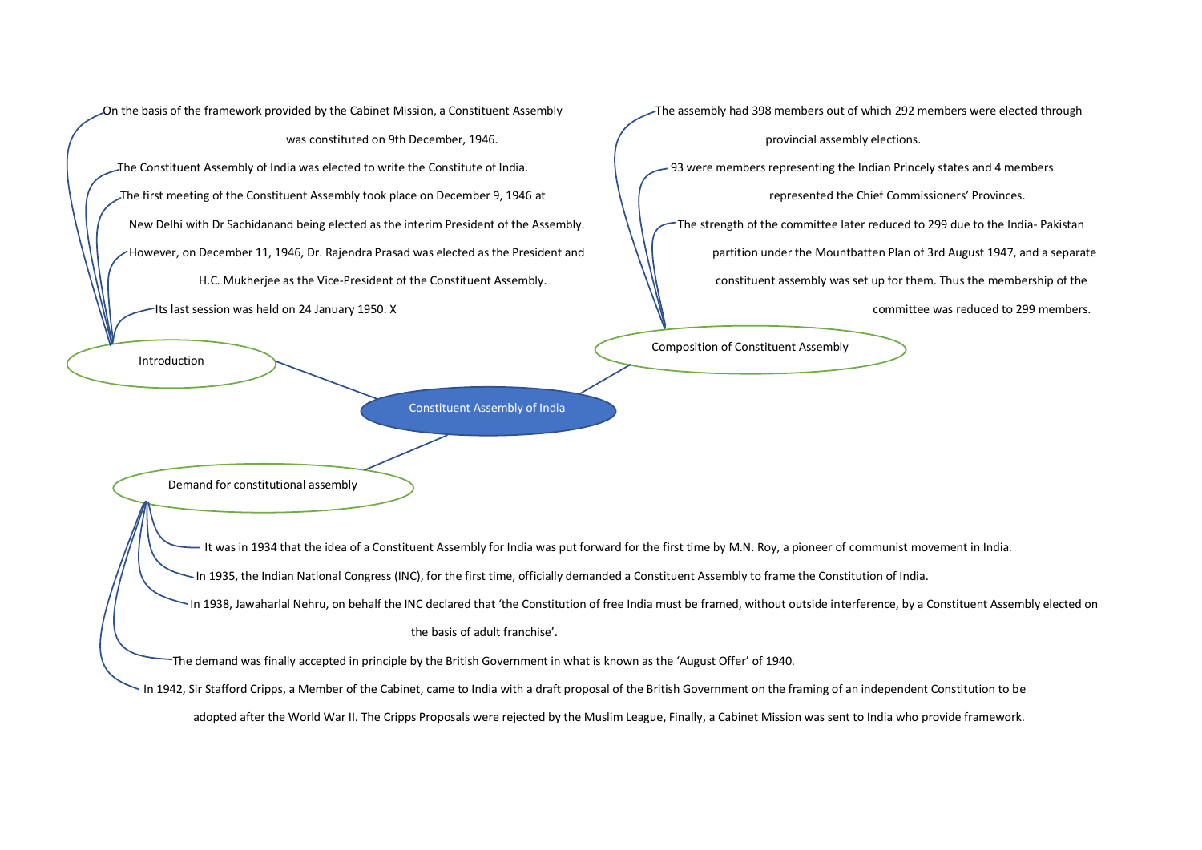# Constituent Assembly of India

## Introduction

- On the basis of the framework provided by the Cabinet Mission, a Constituent Assembly was constituted on 9th December, 1946.
- The Constituent Assembly of India was elected to write the Constitute of India.
- The first meeting of the Constituent Assembly took place on December 9, 1946 at New Delhi with Dr Sachidanand being elected as the interim President of the Assembly.
- However, on December 11, 1946, Dr. Rajendra Prasad was elected as the President and H.C. Mukherjee as the Vice-President of the Constituent Assembly.
- Its last session was held on 24 January 1950. X

## Composition of Constituent Assembly

- The assembly had 398 members out of which 292 members were elected through provincial assembly elections.
- 93 were members representing the Indian Princely states and 4 members represented the Chief Commissioners' Provinces.
- The strength of the committee later reduced to 299 due to the India- Pakistan partition under the Mountbatten Plan of 3rd August 1947, and a separate constituent assembly was set up for them. Thus the membership of the committee was reduced to 299 members.

## Demand for constitutional assembly

- It was in 1934 that the idea of a Constituent Assembly for India was put forward for the first time by M.N. Roy, a pioneer of communist movement in India.
- In 1935, the Indian National Congress (INC), for the first time, officially demanded a Constituent Assembly to frame the Constitution of India.
- In 1938, Jawaharlal Nehru, on behalf the INC declared that 'the Constitution of free India must be framed, without outside interference, by a Constituent Assembly elected on the basis of adult franchise'.
- The demand was finally accepted in principle by the British Government in what is known as the 'August Offer' of 1940.
- In 1942, Sir Stafford Cripps, a Member of the Cabinet, came to India with a draft proposal of the British Government on the framing of an independent Constitution to be adopted after the World War II. The Cripps Proposals were rejected by the Muslim League, Finally, a Cabinet Mission was sent to India who provide framework.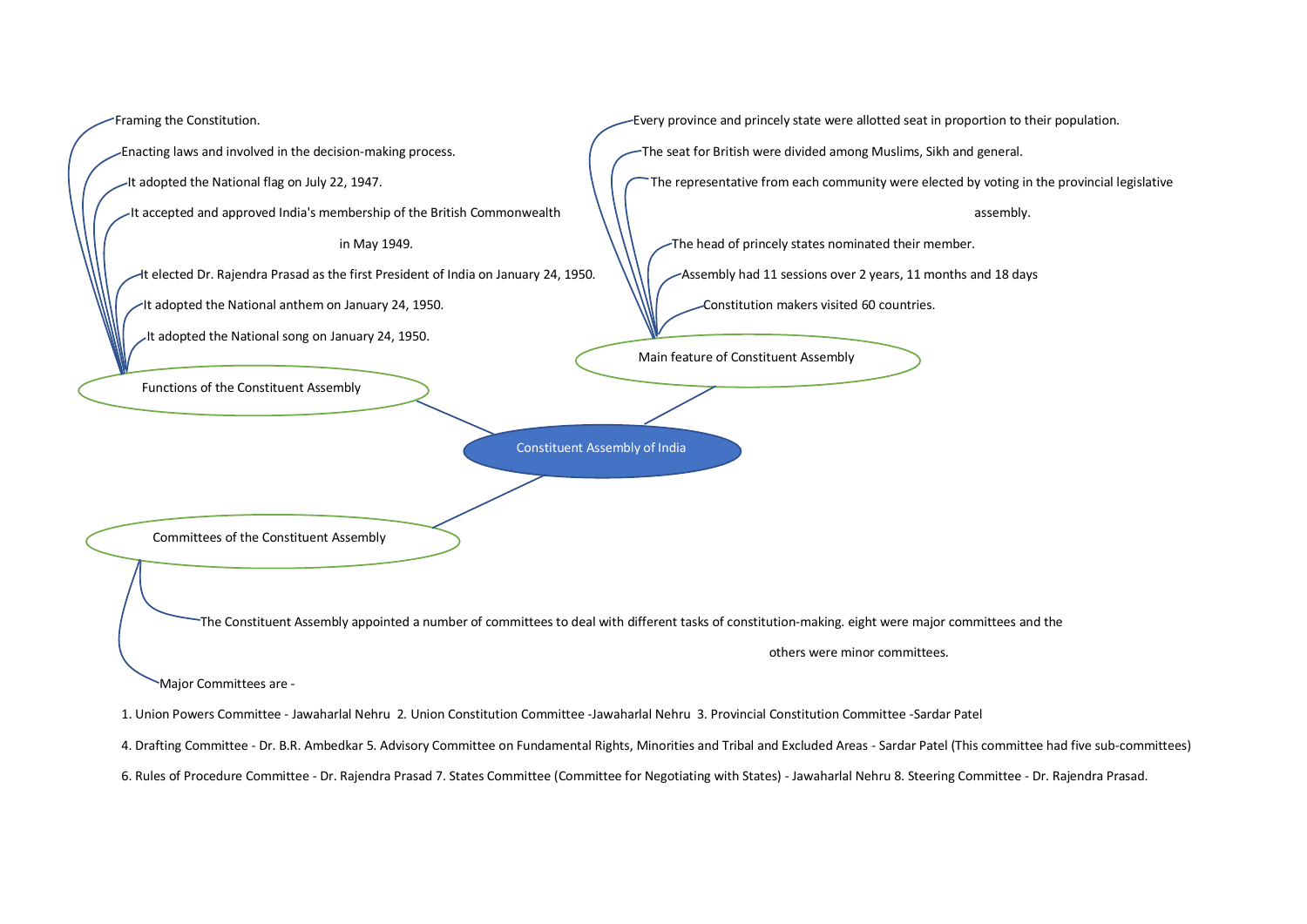# Constituent Assembly of India

## Functions of the Constituent Assembly

- Framing the Constitution.
- Enacting laws and involved in the decision-making process.
- It adopted the National flag on July 22, 1947.
- It accepted and approved India's membership of the British Commonwealth in May 1949.
- It elected Dr. Rajendra Prasad as the first President of India on January 24, 1950.
- It adopted the National anthem on January 24, 1950.
- It adopted the National song on January 24, 1950.

## Main feature of Constituent Assembly

- Every province and princely state were allotted seat in proportion to their population.
- The seat for British were divided among Muslims, Sikh and general.
- The representative from each community were elected by voting in the provincial legislative assembly.
- The head of princely states nominated their member.
- Assembly had 11 sessions over 2 years, 11 months and 18 days
- Constitution makers visited 60 countries.

## Committees of the Constituent Assembly

- The Constituent Assembly appointed a number of committees to deal with different tasks of constitution-making. eight were major committees and the others were minor committees.
- Major Committees are -

1. Union Powers Committee - Jawaharlal Nehru 2. Union Constitution Committee -Jawaharlal Nehru 3. Provincial Constitution Committee -Sardar Patel

4. Drafting Committee - Dr. B.R. Ambedkar 5. Advisory Committee on Fundamental Rights, Minorities and Tribal and Excluded Areas - Sardar Patel (This committee had five sub-committees)

6. Rules of Procedure Committee - Dr. Rajendra Prasad 7. States Committee (Committee for Negotiating with States) - Jawaharlal Nehru 8. Steering Committee - Dr. Rajendra Prasad.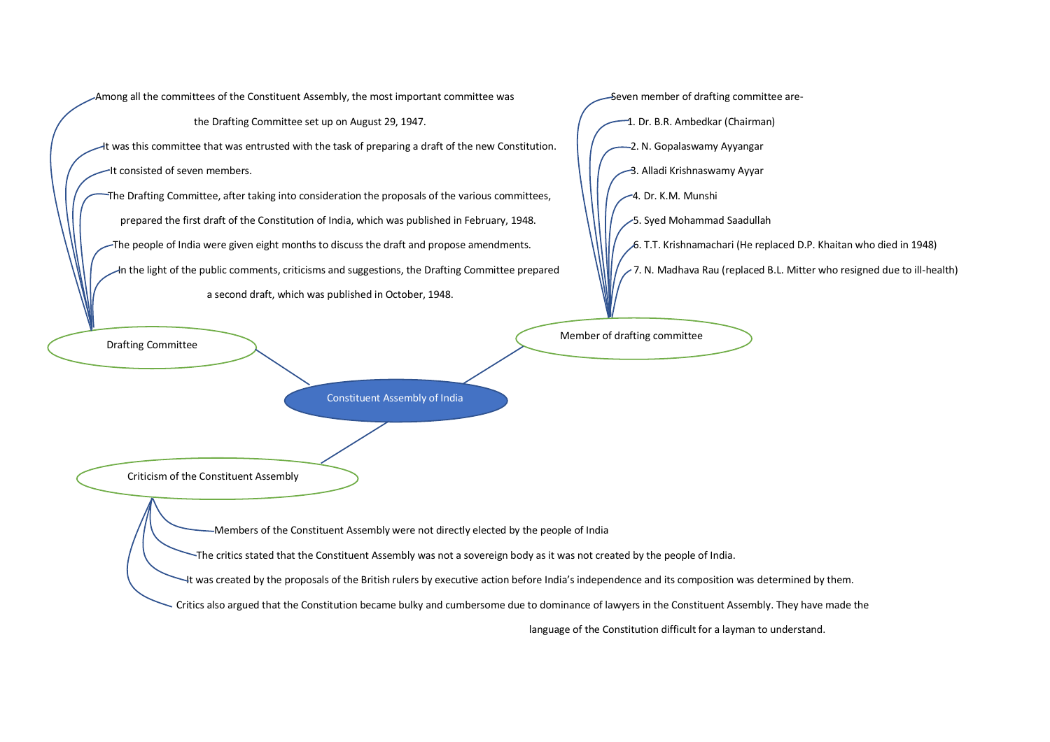# Constituent Assembly of India

## Drafting Committee

- Among all the committees of the Constituent Assembly, the most important committee was the Drafting Committee set up on August 29, 1947.
- It was this committee that was entrusted with the task of preparing a draft of the new Constitution.
- It consisted of seven members.
- The Drafting Committee, after taking into consideration the proposals of the various committees, prepared the first draft of the Constitution of India, which was published in February, 1948.
- The people of India were given eight months to discuss the draft and propose amendments.
- In the light of the public comments, criticisms and suggestions, the Drafting Committee prepared a second draft, which was published in October, 1948.

## Member of drafting committee

Seven member of drafting committee are-

1. Dr. B.R. Ambedkar (Chairman)
2. N. Gopalaswamy Ayyangar
3. Alladi Krishnaswamy Ayyar
4. Dr. K.M. Munshi
5. Syed Mohammad Saadullah
6. T.T. Krishnamachari (He replaced D.P. Khaitan who died in 1948)
7. N. Madhava Rau (replaced B.L. Mitter who resigned due to ill-health)

## Criticism of the Constituent Assembly

- Members of the Constituent Assembly were not directly elected by the people of India
- The critics stated that the Constituent Assembly was not a sovereign body as it was not created by the people of India.
- It was created by the proposals of the British rulers by executive action before India's independence and its composition was determined by them.
- Critics also argued that the Constitution became bulky and cumbersome due to dominance of lawyers in the Constituent Assembly. They have made the language of the Constitution difficult for a layman to understand.